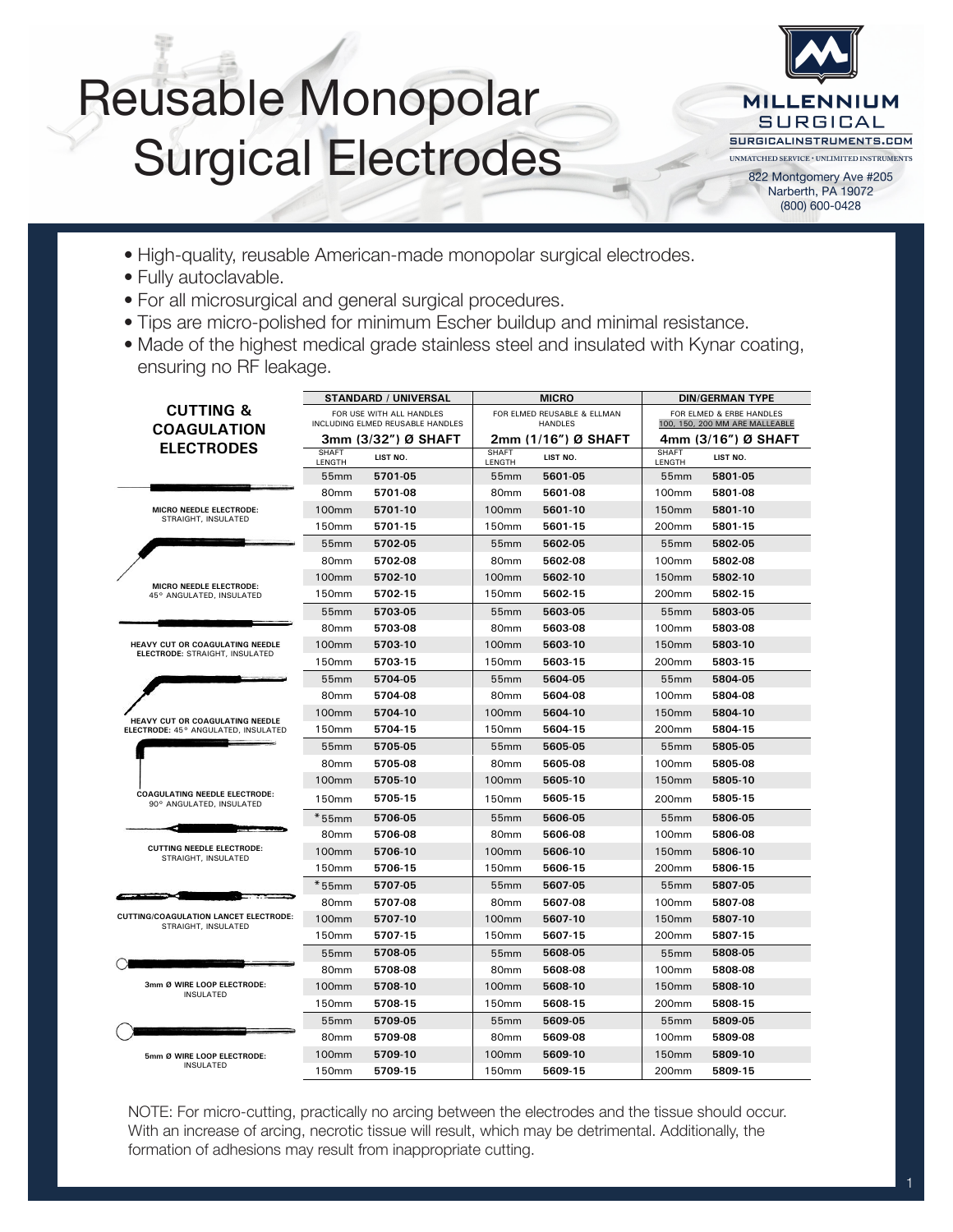# Reusable Monopolar Surgical Electrodes

**MILLENNIUM SURGICAL**
SURGICALINSTRUMENTS.COM
UNMATCHED SERVICE • UNLIMITED INSTRUMENTS
822 Montgomery Ave #205
Narberth, PA 19072
(800) 600-0428

- High-quality, reusable American-made monopolar surgical electrodes.
- Fully autoclavable.
- For all microsurgical and general surgical procedures.
- Tips are micro-polished for minimum Escher buildup and minimal resistance.
- Made of the highest medical grade stainless steel and insulated with Kynar coating, ensuring no RF leakage.

| CUTTING & COAGULATION ELECTRODES | STANDARD / UNIVERSAL | | MICRO | | DIN/GERMAN TYPE | |
|---|---|---|---|---|---|---|
| | FOR USE WITH ALL HANDLES INCLUDING ELMED REUSABLE HANDLES | | FOR ELMED REUSABLE & ELLMAN HANDLES | | FOR ELMED & ERBE HANDLES 100, 150, 200 MM ARE MALLEABLE | |
| | 3mm (3/32") Ø SHAFT | | 2mm (1/16") Ø SHAFT | | 4mm (3/16") Ø SHAFT | |
| | SHAFT LENGTH | LIST NO. | SHAFT LENGTH | LIST NO. | SHAFT LENGTH | LIST NO. |
| **MICRO NEEDLE ELECTRODE:** STRAIGHT, INSULATED | 55mm | 5701-05 | 55mm | 5601-05 | 55mm | 5801-05 |
| | 80mm | 5701-08 | 80mm | 5601-08 | 100mm | 5801-08 |
| | 100mm | 5701-10 | 100mm | 5601-10 | 150mm | 5801-10 |
| | 150mm | 5701-15 | 150mm | 5601-15 | 200mm | 5801-15 |
| **MICRO NEEDLE ELECTRODE:** 45° ANGULATED, INSULATED | 55mm | 5702-05 | 55mm | 5602-05 | 55mm | 5802-05 |
| | 80mm | 5702-08 | 80mm | 5602-08 | 100mm | 5802-08 |
| | 100mm | 5702-10 | 100mm | 5602-10 | 150mm | 5802-10 |
| | 150mm | 5702-15 | 150mm | 5602-15 | 200mm | 5802-15 |
| **HEAVY CUT OR COAGULATING NEEDLE ELECTRODE:** STRAIGHT, INSULATED | 55mm | 5703-05 | 55mm | 5603-05 | 55mm | 5803-05 |
| | 80mm | 5703-08 | 80mm | 5603-08 | 100mm | 5803-08 |
| | 100mm | 5703-10 | 100mm | 5603-10 | 150mm | 5803-10 |
| | 150mm | 5703-15 | 150mm | 5603-15 | 200mm | 5803-15 |
| **HEAVY CUT OR COAGULATING NEEDLE ELECTRODE:** 45° ANGULATED, INSULATED | 55mm | 5704-05 | 55mm | 5604-05 | 55mm | 5804-05 |
| | 80mm | 5704-08 | 80mm | 5604-08 | 100mm | 5804-08 |
| | 100mm | 5704-10 | 100mm | 5604-10 | 150mm | 5804-10 |
| | 150mm | 5704-15 | 150mm | 5604-15 | 200mm | 5804-15 |
| **COAGULATING NEEDLE ELECTRODE:** 90° ANGULATED, INSULATED | 55mm | 5705-05 | 55mm | 5605-05 | 55mm | 5805-05 |
| | 80mm | 5705-08 | 80mm | 5605-08 | 100mm | 5805-08 |
| | 100mm | 5705-10 | 100mm | 5605-10 | 150mm | 5805-10 |
| | 150mm | 5705-15 | 150mm | 5605-15 | 200mm | 5805-15 |
| **CUTTING NEEDLE ELECTRODE:** STRAIGHT, INSULATED | *55mm | 5706-05 | 55mm | 5606-05 | 55mm | 5806-05 |
| | 80mm | 5706-08 | 80mm | 5606-08 | 100mm | 5806-08 |
| | 100mm | 5706-10 | 100mm | 5606-10 | 150mm | 5806-10 |
| | 150mm | 5706-15 | 150mm | 5606-15 | 200mm | 5806-15 |
| **CUTTING/COAGULATION LANCET ELECTRODE:** STRAIGHT, INSULATED | *55mm | 5707-05 | 55mm | 5607-05 | 55mm | 5807-05 |
| | 80mm | 5707-08 | 80mm | 5607-08 | 100mm | 5807-08 |
| | 100mm | 5707-10 | 100mm | 5607-10 | 150mm | 5807-10 |
| | 150mm | 5707-15 | 150mm | 5607-15 | 200mm | 5807-15 |
| **3mm Ø WIRE LOOP ELECTRODE:** INSULATED | 55mm | 5708-05 | 55mm | 5608-05 | 55mm | 5808-05 |
| | 80mm | 5708-08 | 80mm | 5608-08 | 100mm | 5808-08 |
| | 100mm | 5708-10 | 100mm | 5608-10 | 150mm | 5808-10 |
| | 150mm | 5708-15 | 150mm | 5608-15 | 200mm | 5808-15 |
| **5mm Ø WIRE LOOP ELECTRODE:** INSULATED | 55mm | 5709-05 | 55mm | 5609-05 | 55mm | 5809-05 |
| | 80mm | 5709-08 | 80mm | 5609-08 | 100mm | 5809-08 |
| | 100mm | 5709-10 | 100mm | 5609-10 | 150mm | 5809-10 |
| | 150mm | 5709-15 | 150mm | 5609-15 | 200mm | 5809-15 |

NOTE: For micro-cutting, practically no arcing between the electrodes and the tissue should occur. With an increase of arcing, necrotic tissue will result, which may be detrimental. Additionally, the formation of adhesions may result from inappropriate cutting.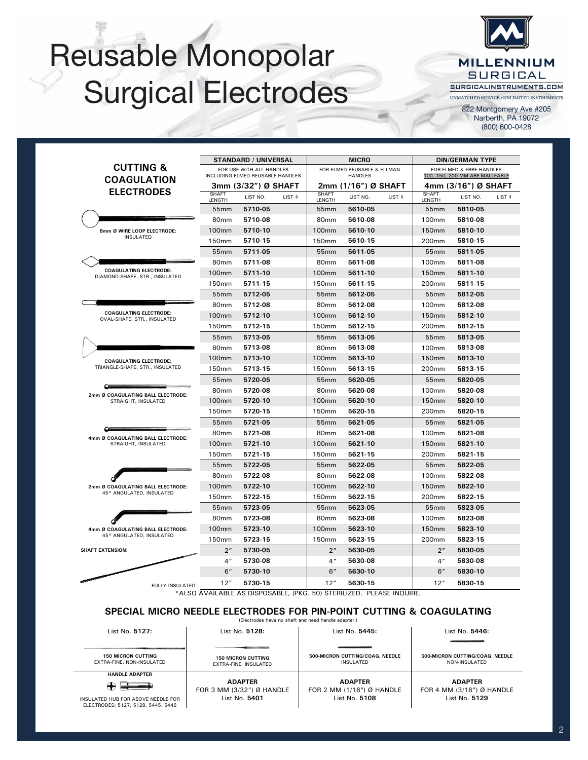# Reusable Monopolar Surgical Electrodes

**MILLENNIUM SURGICAL**
SURGICALINSTRUMENTS.COM
UNMATCHED SERVICE • UNLIMITED INSTRUMENTS
822 Montgomery Ave #205
Narberth, PA 19072
(800) 600-0428

| CUTTING & COAGULATION ELECTRODES | STANDARD / UNIVERSAL | | | MICRO | | | DIN/GERMAN TYPE | | |
|---|---|---|---|---|---|---|---|---|---|
| | FOR USE WITH ALL HANDLES INCLUDING ELMED REUSABLE HANDLES | | | FOR ELMED REUSABLE & ELLMAN HANDLES | | | FOR ELMED & ERBE HANDLES 100, 150, 200 MM ARE MALLEABLE | | |
| | 3mm (3/32") Ø SHAFT | | | 2mm (1/16") Ø SHAFT | | | 4mm (3/16") Ø SHAFT | | |
| | SHAFT LENGTH | LIST NO. | LIST $ | SHAFT LENGTH | LIST NO. | LIST $ | SHAFT LENGTH | LIST NO. | LIST $ |
| **8mm Ø WIRE LOOP ELECTRODE:** INSULATED | 55mm | **5710-05** | | 55mm | **5610-05** | | 55mm | **5810-05** | |
| | 80mm | **5710-08** | | 80mm | **5610-08** | | 100mm | **5810-08** | |
| | 100mm | **5710-10** | | 100mm | **5610-10** | | 150mm | **5810-10** | |
| | 150mm | **5710-15** | | 150mm | **5610-15** | | 200mm | **5810-15** | |
| **COAGULATING ELECTRODE:** DIAMOND-SHAPE, STR., INSULATED | 55mm | **5711-05** | | 55mm | **5611-05** | | 55mm | **5811-05** | |
| | 80mm | **5711-08** | | 80mm | **5611-08** | | 100mm | **5811-08** | |
| | 100mm | **5711-10** | | 100mm | **5611-10** | | 150mm | **5811-10** | |
| | 150mm | **5711-15** | | 150mm | **5611-15** | | 200mm | **5811-15** | |
| **COAGULATING ELECTRODE:** OVAL-SHAPE, STR., INSULATED | 55mm | **5712-05** | | 55mm | **5612-05** | | 55mm | **5812-05** | |
| | 80mm | **5712-08** | | 80mm | **5612-08** | | 100mm | **5812-08** | |
| | 100mm | **5712-10** | | 100mm | **5612-10** | | 150mm | **5812-10** | |
| | 150mm | **5712-15** | | 150mm | **5612-15** | | 200mm | **5812-15** | |
| **COAGULATING ELECTRODE:** TRIANGLE-SHAPE, STR., INSULATED | 55mm | **5713-05** | | 55mm | **5613-05** | | 55mm | **5813-05** | |
| | 80mm | **5713-08** | | 80mm | **5613-08** | | 100mm | **5813-08** | |
| | 100mm | **5713-10** | | 100mm | **5613-10** | | 150mm | **5813-10** | |
| | 150mm | **5713-15** | | 150mm | **5613-15** | | 200mm | **5813-15** | |
| **2mm Ø COAGULATING BALL ELECTRODE:** STRAIGHT, INSULATED | 55mm | **5720-05** | | 55mm | **5620-05** | | 55mm | **5820-05** | |
| | 80mm | **5720-08** | | 80mm | **5620-08** | | 100mm | **5820-08** | |
| | 100mm | **5720-10** | | 100mm | **5620-10** | | 150mm | **5820-10** | |
| | 150mm | **5720-15** | | 150mm | **5620-15** | | 200mm | **5820-15** | |
| **4mm Ø COAGULATING BALL ELECTRODE:** STRAIGHT, INSULATED | 55mm | **5721-05** | | 55mm | **5621-05** | | 55mm | **5821-05** | |
| | 80mm | **5721-08** | | 80mm | **5621-08** | | 100mm | **5821-08** | |
| | 100mm | **5721-10** | | 100mm | **5621-10** | | 150mm | **5821-10** | |
| | 150mm | **5721-15** | | 150mm | **5621-15** | | 200mm | **5821-15** | |
| **2mm Ø COAGULATING BALL ELECTRODE:** 45° ANGULATED, INSULATED | 55mm | **5722-05** | | 55mm | **5622-05** | | 55mm | **5822-05** | |
| | 80mm | **5722-08** | | 80mm | **5622-08** | | 100mm | **5822-08** | |
| | 100mm | **5722-10** | | 100mm | **5622-10** | | 150mm | **5822-10** | |
| | 150mm | **5722-15** | | 150mm | **5622-15** | | 200mm | **5822-15** | |
| **4mm Ø COAGULATING BALL ELECTRODE:** 45° ANGULATED, INSULATED | 55mm | **5723-05** | | 55mm | **5623-05** | | 55mm | **5823-05** | |
| | 80mm | **5723-08** | | 80mm | **5623-08** | | 100mm | **5823-08** | |
| | 100mm | **5723-10** | | 100mm | **5623-10** | | 150mm | **5823-10** | |
| | 150mm | **5723-15** | | 150mm | **5623-15** | | 200mm | **5823-15** | |
| **SHAFT EXTENSION:** FULLY INSULATED | 2" | **5730-05** | | 2" | **5630-05** | | 2" | **5830-05** | |
| | 4" | **5730-08** | | 4" | **5630-08** | | 4" | **5830-08** | |
| | 6" | **5730-10** | | 6" | **5630-10** | | 6" | **5830-10** | |
| | 12" | **5730-15** | | 12" | **5630-15** | | 12" | **5830-15** | |

*ALSO AVAILABLE AS DISPOSABLE, (PKG. 50) STERILIZED. PLEASE INQUIRE.

## SPECIAL MICRO NEEDLE ELECTRODES FOR PIN-POINT CUTTING & COAGULATING

(Electrodes have no shaft and need handle adapter.)

| List No. **5127:** | List No. **5128:** | List No. **5445:** | List No. **5446:** |
|---|---|---|---|
| **150 MICRON CUTTING** EXTRA-FINE, NON-INSULATED | **150 MICRON CUTTING** EXTRA-FINE, INSULATED | **500-MICRON CUTTING/COAG. NEEDLE** INSULATED | **500-MICRON CUTTING/COAG. NEEDLE** NON-INSULATED |
| **HANDLE ADAPTER** INSULATED HUB FOR ABOVE NEEDLE FOR ELECTRODES: 5127, 5128, 5445, 5446 | **ADAPTER** FOR 3 MM (3/32") Ø HANDLE List No. **5401** | **ADAPTER** FOR 2 MM (1/16") Ø HANDLE List No. **5108** | **ADAPTER** FOR 4 MM (3/16") Ø HANDLE List No. **5129** |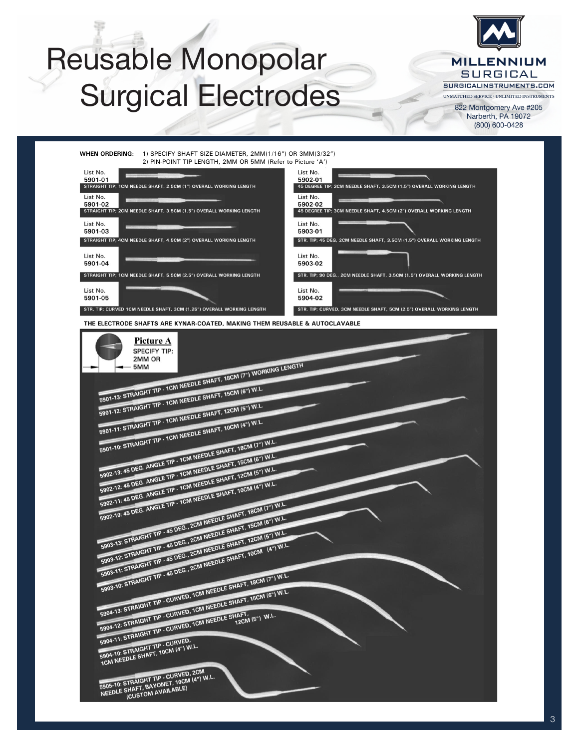# Reusable Monopolar Surgical Electrodes

MILLENNIUM SURGICAL
SURGICALINSTRUMENTS.COM
UNMATCHED SERVICE • UNLIMITED INSTRUMENTS
822 Montgomery Ave #205
Narberth, PA 19072
(800) 600-0428

**WHEN ORDERING:** 1) SPECIFY SHAFT SIZE DIAMETER, 2MM(1/16") OR 3MM(3/32")
2) PIN-POINT TIP LENGTH, 2MM OR 5MM (Refer to Picture 'A')

List No. **5901-01**
STRAIGHT TIP; 1CM NEEDLE SHAFT, 2.5CM (1") OVERALL WORKING LENGTH

List No. **5901-02**
STRAIGHT TIP; 2CM NEEDLE SHAFT, 3.5CM (1.5") OVERALL WORKING LENGTH

List No. **5901-03**
STRAIGHT TIP; 4CM NEEDLE SHAFT, 4.5CM (2") OVERALL WORKING LENGTH

List No. **5901-04**
STRAIGHT TIP; 1CM NEEDLE SHAFT, 5.5CM (2.5") OVERALL WORKING LENGTH

List No. **5901-05**
STR. TIP; CURVED 1CM NEEDLE SHAFT, 3CM (1.25") OVERALL WORKING LENGTH

List No. **5902-01**
45 DEGREE TIP; 2CM NEEDLE SHAFT, 3.5CM (1.5") OVERALL WORKING LENGTH

List No. **5902-02**
45 DEGREE TIP; 3CM NEEDLE SHAFT, 4.5CM (2") OVERALL WORKING LENGTH

List No. **5903-01**
STR. TIP; 45 DEG, 2CM NEEDLE SHAFT, 3.5CM (1.5") OVERALL WORKING LENGTH

List No. **5903-02**
STR. TIP; 90 DEG., 2CM NEEDLE SHAFT, 3.5CM (1.5") OVERALL WORKING LENGTH

List No. **5904-02**
STR. TIP; CURVED, 3CM NEEDLE SHAFT, 5CM (2.5") OVERALL WORKING LENGTH

**THE ELECTRODE SHAFTS ARE KYNAR-COATED, MAKING THEM REUSABLE & AUTOCLAVABLE**

**Picture A**
SPECIFY TIP: 2MM OR 5MM

5901-13: STRAIGHT TIP - 1CM NEEDLE SHAFT, 18CM (7") WORKING LENGTH
5901-12: STRAIGHT TIP - 1CM NEEDLE SHAFT, 15CM (6") W.L.
5901-11: STRAIGHT TIP - 1CM NEEDLE SHAFT, 12CM (5") W.L.
5901-10: STRAIGHT TIP - 1CM NEEDLE SHAFT, 10CM (4") W.L.
5902-13: 45 DEG. ANGLE TIP - 1CM NEEDLE SHAFT, 18CM (7") W.L.
5902-12: 45 DEG. ANGLE TIP - 1CM NEEDLE SHAFT, 15CM (6") W.L.
5902-11: 45 DEG. ANGLE TIP - 1CM NEEDLE SHAFT, 12CM (5") W.L.
5902-10: 45 DEG. ANGLE TIP - 1CM NEEDLE SHAFT, 10CM (4") W.L.
5903-13: STRAIGHT TIP - 45 DEG., 2CM NEEDLE SHAFT, 18CM (7") W.L.
5903-12: STRAIGHT TIP - 45 DEG., 2CM NEEDLE SHAFT, 15CM (6") W.L.
5903-11: STRAIGHT TIP - 45 DEG., 2CM NEEDLE SHAFT, 12CM (5") W.L.
5903-10: STRAIGHT TIP - 45 DEG., 2CM NEEDLE SHAFT, 10CM (4") W.L.
5904-13: STRAIGHT TIP - CURVED, 1CM NEEDLE SHAFT, 18CM (7") W.L.
5904-12: STRAIGHT TIP - CURVED, 1CM NEEDLE SHAFT, 15CM (6") W.L.
5904-11: STRAIGHT TIP - CURVED, 1CM NEEDLE SHAFT, 12CM (5") W.L.
5904-10: STRAIGHT TIP - CURVED, 1CM NEEDLE SHAFT, 10CM (4") W.L.
5905-10: STRAIGHT TIP - CURVED, 2CM NEEDLE SHAFT, BAYONET, 10CM (4") W.L. (CUSTOM AVAILABLE)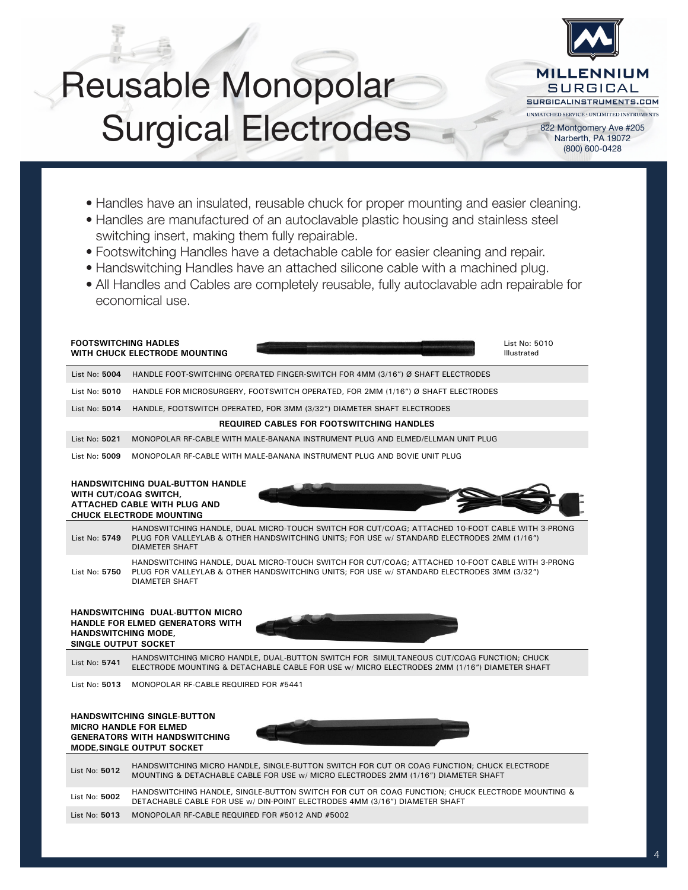# Reusable Monopolar Surgical Electrodes

MILLENNIUM SURGICAL
SURGICALINSTRUMENTS.COM
UNMATCHED SERVICE • UNLIMITED INSTRUMENTS
822 Montgomery Ave #205
Narberth, PA 19072
(800) 600-0428

- Handles have an insulated, reusable chuck for proper mounting and easier cleaning.
- Handles are manufactured of an autoclavable plastic housing and stainless steel switching insert, making them fully repairable.
- Footswitching Handles have a detachable cable for easier cleaning and repair.
- Handswitching Handles have an attached silicone cable with a machined plug.
- All Handles and Cables are completely reusable, fully autoclavable adn repairable for economical use.

### FOOTSWITCHING HADLES WITH CHUCK ELECTRODE MOUNTING

List No: 5010 Illustrated

| | |
|---|---|
| List No: **5004** | HANDLE FOOT-SWITCHING OPERATED FINGER-SWITCH FOR 4MM (3/16") Ø SHAFT ELECTRODES |
| List No: **5010** | HANDLE FOR MICROSURGERY, FOOTSWITCH OPERATED, FOR 2MM (1/16") Ø SHAFT ELECTRODES |
| List No: **5014** | HANDLE, FOOTSWITCH OPERATED, FOR 3MM (3/32") DIAMETER SHAFT ELECTRODES |
| | **REQUIRED CABLES FOR FOOTSWITCHING HANDLES** |
| List No: **5021** | MONOPOLAR RF-CABLE WITH MALE-BANANA INSTRUMENT PLUG AND ELMED/ELLMAN UNIT PLUG |
| List No: **5009** | MONOPOLAR RF-CABLE WITH MALE-BANANA INSTRUMENT PLUG AND BOVIE UNIT PLUG |

### HANDSWITCHING DUAL-BUTTON HANDLE WITH CUT/COAG SWITCH, ATTACHED CABLE WITH PLUG AND CHUCK ELECTRODE MOUNTING

| | |
|---|---|
| List No: **5749** | HANDSWITCHING HANDLE, DUAL MICRO-TOUCH SWITCH FOR CUT/COAG; ATTACHED 10-FOOT CABLE WITH 3-PRONG PLUG FOR VALLEYLAB & OTHER HANDSWITCHING UNITS; FOR USE w/ STANDARD ELECTRODES 2MM (1/16") DIAMETER SHAFT |
| List No: **5750** | HANDSWITCHING HANDLE, DUAL MICRO-TOUCH SWITCH FOR CUT/COAG; ATTACHED 10-FOOT CABLE WITH 3-PRONG PLUG FOR VALLEYLAB & OTHER HANDSWITCHING UNITS; FOR USE w/ STANDARD ELECTRODES 3MM (3/32") DIAMETER SHAFT |

### HANDSWITCHING DUAL-BUTTON MICRO HANDLE FOR ELMED GENERATORS WITH HANDSWITCHING MODE, SINGLE OUTPUT SOCKET

| | |
|---|---|
| List No: **5741** | HANDSWITCHING MICRO HANDLE, DUAL-BUTTON SWITCH FOR SIMULTANEOUS CUT/COAG FUNCTION; CHUCK ELECTRODE MOUNTING & DETACHABLE CABLE FOR USE w/ MICRO ELECTRODES 2MM (1/16") DIAMETER SHAFT |
| List No: **5013** | MONOPOLAR RF-CABLE REQUIRED FOR #5441 |

### HANDSWITCHING SINGLE-BUTTON MICRO HANDLE FOR ELMED GENERATORS WITH HANDSWITCHING MODE,SINGLE OUTPUT SOCKET

| | |
|---|---|
| List No: **5012** | HANDSWITCHING MICRO HANDLE, SINGLE-BUTTON SWITCH FOR CUT OR COAG FUNCTION; CHUCK ELECTRODE MOUNTING & DETACHABLE CABLE FOR USE w/ MICRO ELECTRODES 2MM (1/16") DIAMETER SHAFT |
| List No: **5002** | HANDSWITCHING HANDLE, SINGLE-BUTTON SWITCH FOR CUT OR COAG FUNCTION; CHUCK ELECTRODE MOUNTING & DETACHABLE CABLE FOR USE w/ DIN-POINT ELECTRODES 4MM (3/16") DIAMETER SHAFT |
| List No: **5013** | MONOPOLAR RF-CABLE REQUIRED FOR #5012 AND #5002 |